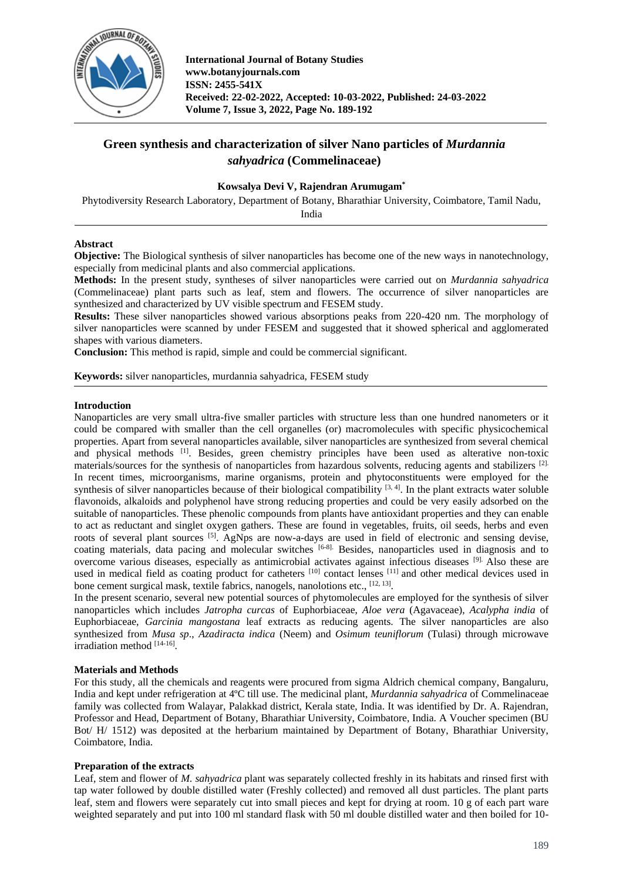# Green synthesis and characterization of silver Nano particles of *Murdannia sahyadrica* (Commelinaceae)

**Kowsalya Devi V, Rajendran Arumugam***

Phytodiversity Research Laboratory, Department of Botany, Bharathiar University, Coimbatore, Tamil Nadu, India

## Abstract

**Objective:** The Biological synthesis of silver nanoparticles has become one of the new ways in nanotechnology, especially from medicinal plants and also commercial applications.

**Methods:** In the present study, syntheses of silver nanoparticles were carried out on *Murdannia sahyadrica* (Commelinaceae) plant parts such as leaf, stem and flowers. The occurrence of silver nanoparticles are synthesized and characterized by UV visible spectrum and FESEM study.

**Results:** These silver nanoparticles showed various absorptions peaks from 220-420 nm. The morphology of silver nanoparticles were scanned by under FESEM and suggested that it showed spherical and agglomerated shapes with various diameters.

**Conclusion:** This method is rapid, simple and could be commercial significant.

**Keywords:** silver nanoparticles, murdannia sahyadrica, FESEM study

## Introduction

Nanoparticles are very small ultra-five smaller particles with structure less than one hundred nanometers or it could be compared with smaller than the cell organelles (or) macromolecules with specific physicochemical properties. Apart from several nanoparticles available, silver nanoparticles are synthesized from several chemical and physical methods [1]. Besides, green chemistry principles have been used as alterative non-toxic materials/sources for the synthesis of nanoparticles from hazardous solvents, reducing agents and stabilizers [2]. In recent times, microorganisms, marine organisms, protein and phytoconstituents were employed for the synthesis of silver nanoparticles because of their biological compatibility [3, 4]. In the plant extracts water soluble flavonoids, alkaloids and polyphenol have strong reducing properties and could be very easily adsorbed on the suitable of nanoparticles. These phenolic compounds from plants have antioxidant properties and they can enable to act as reductant and singlet oxygen gathers. These are found in vegetables, fruits, oil seeds, herbs and even roots of several plant sources [5]. AgNps are now-a-days are used in field of electronic and sensing devise, coating materials, data pacing and molecular switches [6-8]. Besides, nanoparticles used in diagnosis and to overcome various diseases, especially as antimicrobial activates against infectious diseases [9]. Also these are used in medical field as coating product for catheters [10] contact lenses [11] and other medical devices used in bone cement surgical mask, textile fabrics, nanogels, nanolotions etc., [12, 13].

In the present scenario, several new potential sources of phytomolecules are employed for the synthesis of silver nanoparticles which includes *Jatropha curcas* of Euphorbiaceae, *Aloe vera* (Agavaceae), *Acalypha india* of Euphorbiaceae, *Garcinia mangostana* leaf extracts as reducing agents. The silver nanoparticles are also synthesized from *Musa sp*., *Azadiracta indica* (Neem) and *Osimum teuniflorum* (Tulasi) through microwave irradiation method [14-16].

## Materials and Methods

For this study, all the chemicals and reagents were procured from sigma Aldrich chemical company, Bangaluru, India and kept under refrigeration at 4ºC till use. The medicinal plant, *Murdannia sahyadrica* of Commelinaceae family was collected from Walayar, Palakkad district, Kerala state, India. It was identified by Dr. A. Rajendran, Professor and Head, Department of Botany, Bharathiar University, Coimbatore, India. A Voucher specimen (BU Bot/ H/ 1512) was deposited at the herbarium maintained by Department of Botany, Bharathiar University, Coimbatore, India.

### Preparation of the extracts

Leaf, stem and flower of *M. sahyadrica* plant was separately collected freshly in its habitats and rinsed first with tap water followed by double distilled water (Freshly collected) and removed all dust particles. The plant parts leaf, stem and flowers were separately cut into small pieces and kept for drying at room. 10 g of each part ware weighted separately and put into 100 ml standard flask with 50 ml double distilled water and then boiled for 10-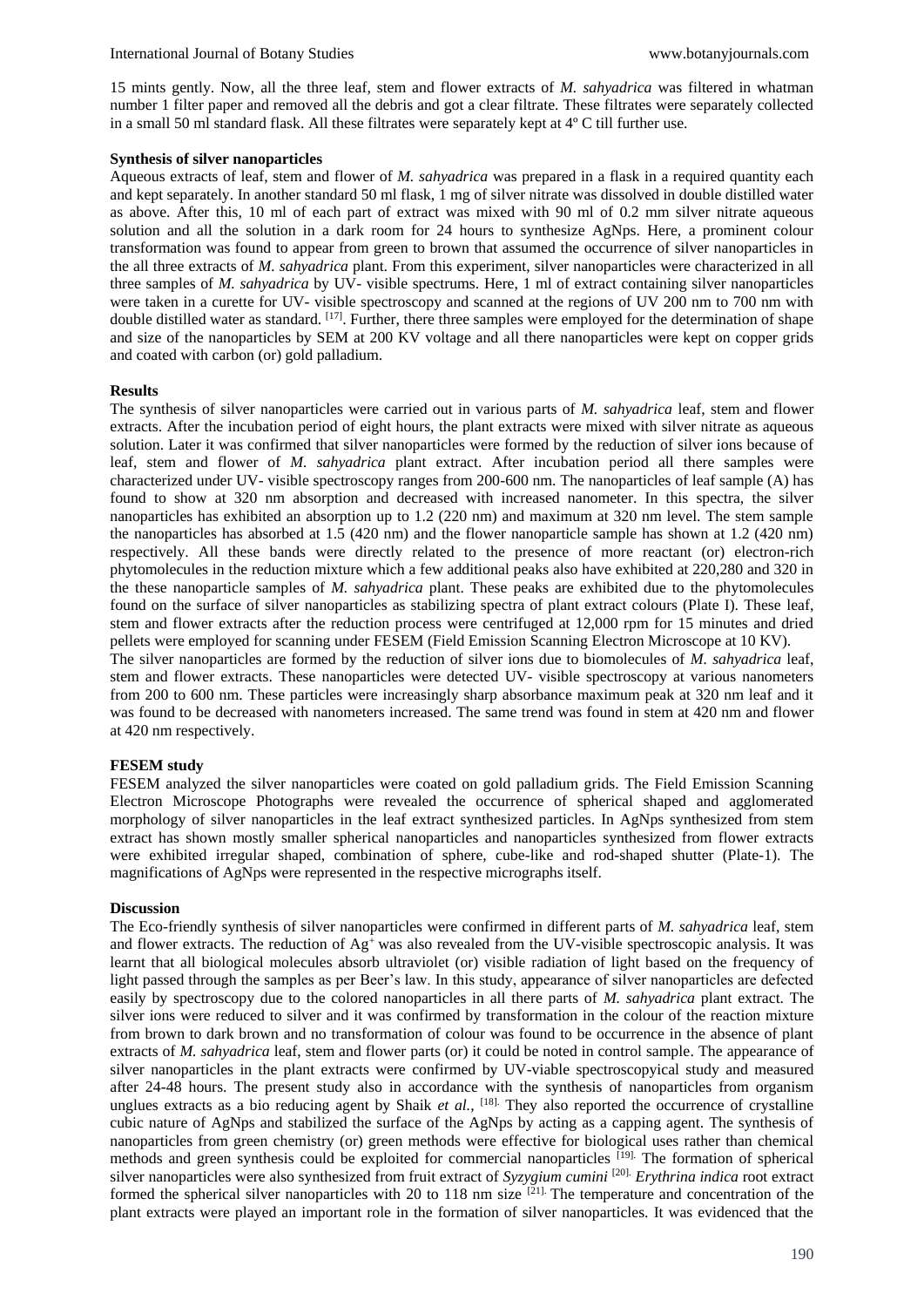15 mints gently. Now, all the three leaf, stem and flower extracts of *M. sahyadrica* was filtered in whatman number 1 filter paper and removed all the debris and got a clear filtrate. These filtrates were separately collected in a small 50 ml standard flask. All these filtrates were separately kept at 4º C till further use.

**Synthesis of silver nanoparticles**

Aqueous extracts of leaf, stem and flower of *M. sahyadrica* was prepared in a flask in a required quantity each and kept separately. In another standard 50 ml flask, 1 mg of silver nitrate was dissolved in double distilled water as above. After this, 10 ml of each part of extract was mixed with 90 ml of 0.2 mm silver nitrate aqueous solution and all the solution in a dark room for 24 hours to synthesize AgNps. Here, a prominent colour transformation was found to appear from green to brown that assumed the occurrence of silver nanoparticles in the all three extracts of *M. sahyadrica* plant. From this experiment, silver nanoparticles were characterized in all three samples of *M. sahyadrica* by UV- visible spectrums. Here, 1 ml of extract containing silver nanoparticles were taken in a curette for UV- visible spectroscopy and scanned at the regions of UV 200 nm to 700 nm with double distilled water as standard. [17]. Further, there three samples were employed for the determination of shape and size of the nanoparticles by SEM at 200 KV voltage and all there nanoparticles were kept on copper grids and coated with carbon (or) gold palladium.

**Results**

The synthesis of silver nanoparticles were carried out in various parts of *M. sahyadrica* leaf, stem and flower extracts. After the incubation period of eight hours, the plant extracts were mixed with silver nitrate as aqueous solution. Later it was confirmed that silver nanoparticles were formed by the reduction of silver ions because of leaf, stem and flower of *M. sahyadrica* plant extract. After incubation period all there samples were characterized under UV- visible spectroscopy ranges from 200-600 nm. The nanoparticles of leaf sample (A) has found to show at 320 nm absorption and decreased with increased nanometer. In this spectra, the silver nanoparticles has exhibited an absorption up to 1.2 (220 nm) and maximum at 320 nm level. The stem sample the nanoparticles has absorbed at 1.5 (420 nm) and the flower nanoparticle sample has shown at 1.2 (420 nm) respectively. All these bands were directly related to the presence of more reactant (or) electron-rich phytomolecules in the reduction mixture which a few additional peaks also have exhibited at 220,280 and 320 in the these nanoparticle samples of *M. sahyadrica* plant. These peaks are exhibited due to the phytomolecules found on the surface of silver nanoparticles as stabilizing spectra of plant extract colours (Plate I). These leaf, stem and flower extracts after the reduction process were centrifuged at 12,000 rpm for 15 minutes and dried pellets were employed for scanning under FESEM (Field Emission Scanning Electron Microscope at 10 KV).

The silver nanoparticles are formed by the reduction of silver ions due to biomolecules of *M. sahyadrica* leaf, stem and flower extracts. These nanoparticles were detected UV- visible spectroscopy at various nanometers from 200 to 600 nm. These particles were increasingly sharp absorbance maximum peak at 320 nm leaf and it was found to be decreased with nanometers increased. The same trend was found in stem at 420 nm and flower at 420 nm respectively.

**FESEM study**

FESEM analyzed the silver nanoparticles were coated on gold palladium grids. The Field Emission Scanning Electron Microscope Photographs were revealed the occurrence of spherical shaped and agglomerated morphology of silver nanoparticles in the leaf extract synthesized particles. In AgNps synthesized from stem extract has shown mostly smaller spherical nanoparticles and nanoparticles synthesized from flower extracts were exhibited irregular shaped, combination of sphere, cube-like and rod-shaped shutter (Plate-1). The magnifications of AgNps were represented in the respective micrographs itself.

**Discussion**

The Eco-friendly synthesis of silver nanoparticles were confirmed in different parts of *M. sahyadrica* leaf, stem and flower extracts. The reduction of $Ag^+$ was also revealed from the UV-visible spectroscopic analysis. It was learnt that all biological molecules absorb ultraviolet (or) visible radiation of light based on the frequency of light passed through the samples as per Beer's law. In this study, appearance of silver nanoparticles are defected easily by spectroscopy due to the colored nanoparticles in all there parts of *M. sahyadrica* plant extract. The silver ions were reduced to silver and it was confirmed by transformation in the colour of the reaction mixture from brown to dark brown and no transformation of colour was found to be occurrence in the absence of plant extracts of *M. sahyadrica* leaf, stem and flower parts (or) it could be noted in control sample. The appearance of silver nanoparticles in the plant extracts were confirmed by UV-viable spectroscopyical study and measured after 24-48 hours. The present study also in accordance with the synthesis of nanoparticles from organism unglues extracts as a bio reducing agent by Shaik *et al.*, [18]. They also reported the occurrence of crystalline cubic nature of AgNps and stabilized the surface of the AgNps by acting as a capping agent. The synthesis of nanoparticles from green chemistry (or) green methods were effective for biological uses rather than chemical methods and green synthesis could be exploited for commercial nanoparticles [19]. The formation of spherical silver nanoparticles were also synthesized from fruit extract of *Syzygium cumini* [20]. *Erythrina indica* root extract formed the spherical silver nanoparticles with 20 to 118 nm size [21]. The temperature and concentration of the plant extracts were played an important role in the formation of silver nanoparticles. It was evidenced that the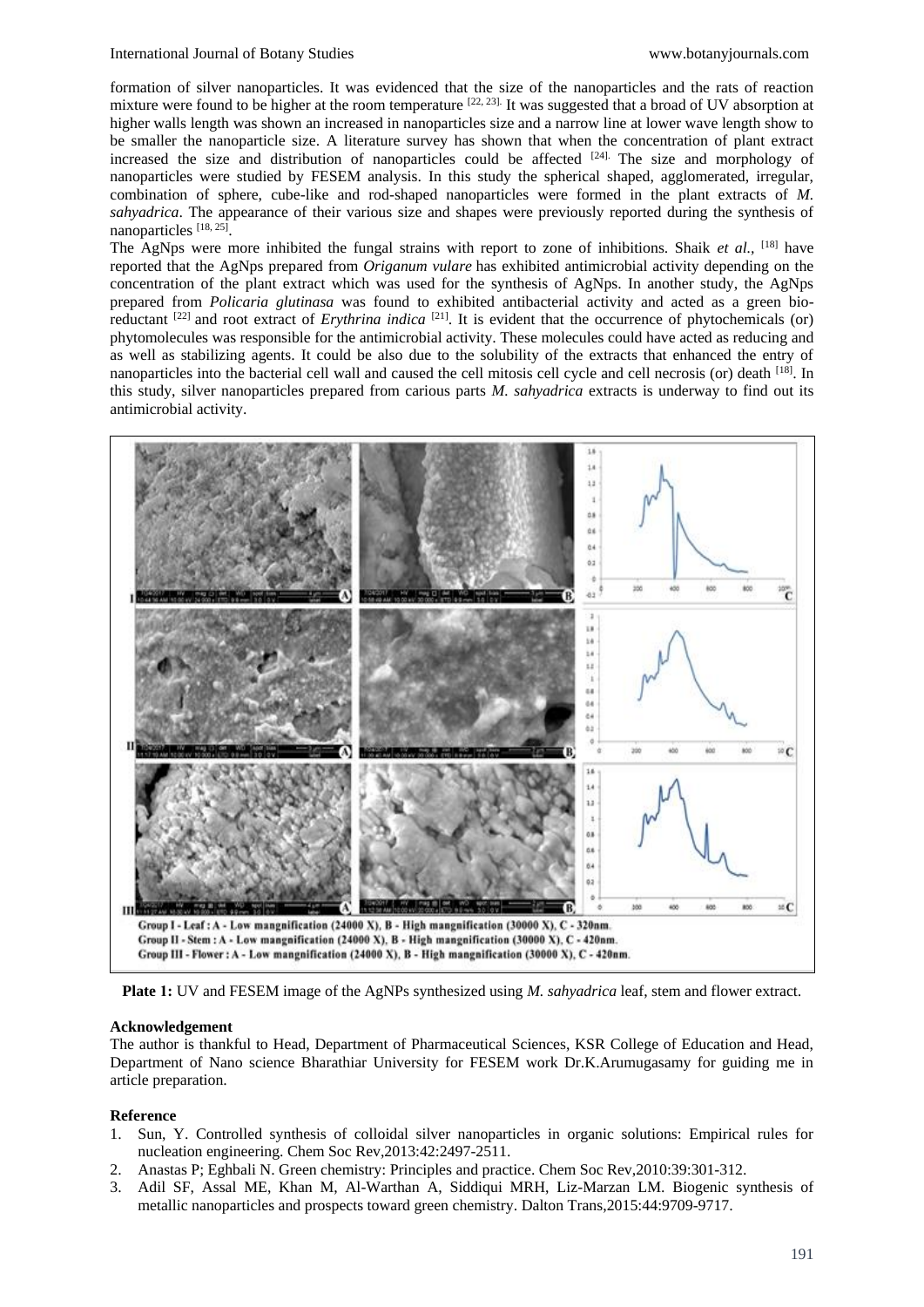formation of silver nanoparticles. It was evidenced that the size of the nanoparticles and the rats of reaction mixture were found to be higher at the room temperature [22, 23]. It was suggested that a broad of UV absorption at higher walls length was shown an increased in nanoparticles size and a narrow line at lower wave length show to be smaller the nanoparticle size. A literature survey has shown that when the concentration of plant extract increased the size and distribution of nanoparticles could be affected [24]. The size and morphology of nanoparticles were studied by FESEM analysis. In this study the spherical shaped, agglomerated, irregular, combination of sphere, cube-like and rod-shaped nanoparticles were formed in the plant extracts of *M. sahyadrica*. The appearance of their various size and shapes were previously reported during the synthesis of nanoparticles [18, 25].

The AgNps were more inhibited the fungal strains with report to zone of inhibitions. Shaik *et al.*, [18] have reported that the AgNps prepared from *Origanum vulare* has exhibited antimicrobial activity depending on the concentration of the plant extract which was used for the synthesis of AgNps. In another study, the AgNps prepared from *Policaria glutinasa* was found to exhibited antibacterial activity and acted as a green bio-reductant [22] and root extract of *Erythrina indica* [21]. It is evident that the occurrence of phytochemicals (or) phytomolecules was responsible for the antimicrobial activity. These molecules could have acted as reducing and as well as stabilizing agents. It could be also due to the solubility of the extracts that enhanced the entry of nanoparticles into the bacterial cell wall and caused the cell mitosis cell cycle and cell necrosis (or) death [18]. In this study, silver nanoparticles prepared from carious parts *M. sahyadrica* extracts is underway to find out its antimicrobial activity.

Group I - Leaf : A - Low mangnification (24000 X), B - High mangnification (30000 X), C - 320nm.
Group II - Stem : A - Low mangnification (24000 X), B - High mangnification (30000 X), C - 420nm.
Group III - Flower : A - Low mangnification (24000 X), B - High mangnification (30000 X), C - 420nm.

**Plate 1:** UV and FESEM image of the AgNPs synthesized using *M. sahyadrica* leaf, stem and flower extract.

### Acknowledgement

The author is thankful to Head, Department of Pharmaceutical Sciences, KSR College of Education and Head, Department of Nano science Bharathiar University for FESEM work Dr.K.Arumugasamy for guiding me in article preparation.

### Reference

1. Sun, Y. Controlled synthesis of colloidal silver nanoparticles in organic solutions: Empirical rules for nucleation engineering. Chem Soc Rev,2013:42:2497-2511.
2. Anastas P; Eghbali N. Green chemistry: Principles and practice. Chem Soc Rev,2010:39:301-312.
3. Adil SF, Assal ME, Khan M, Al-Warthan A, Siddiqui MRH, Liz-Marzan LM. Biogenic synthesis of metallic nanoparticles and prospects toward green chemistry. Dalton Trans,2015:44:9709-9717.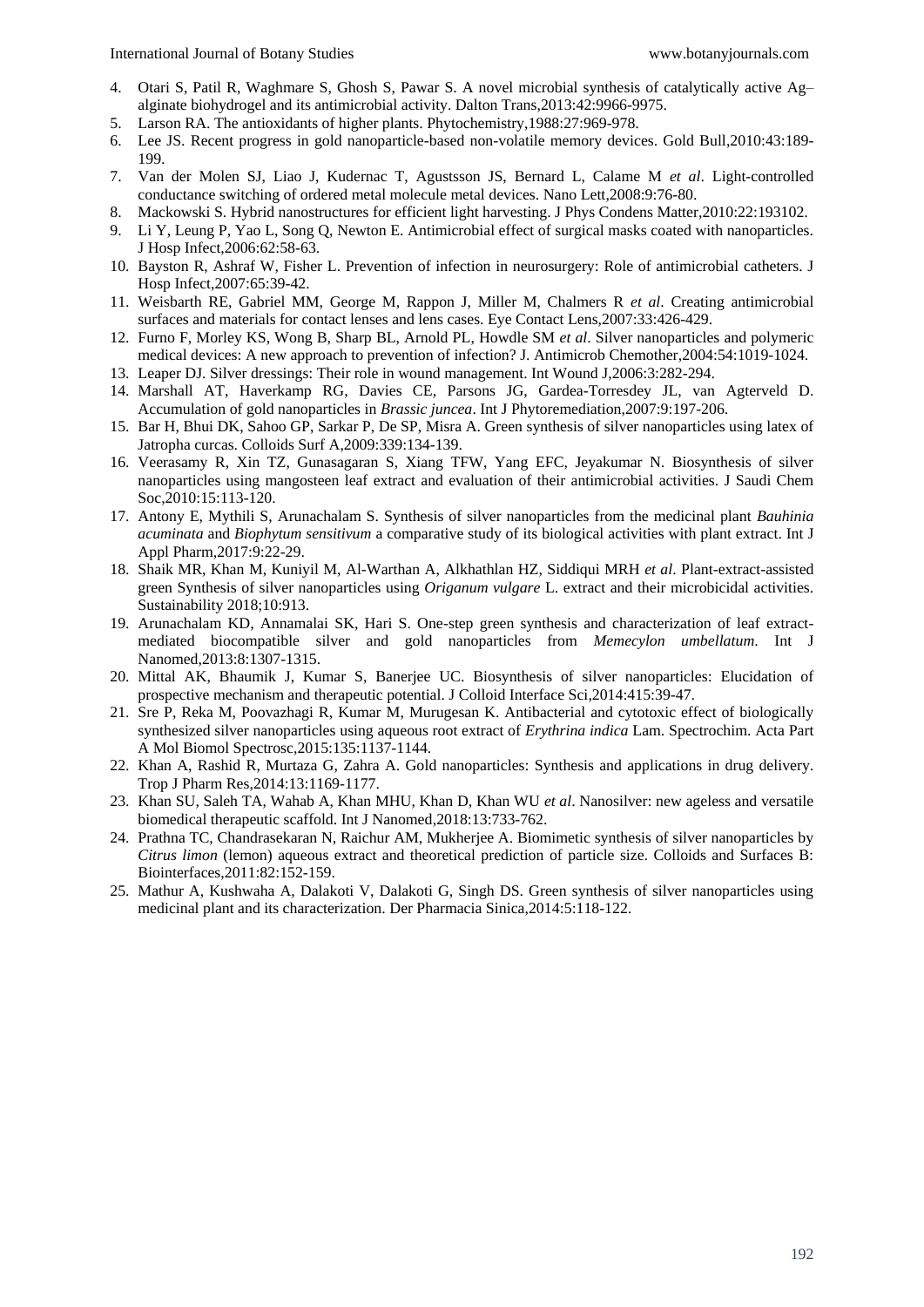4. Otari S, Patil R, Waghmare S, Ghosh S, Pawar S. A novel microbial synthesis of catalytically active Ag–alginate biohydrogel and its antimicrobial activity. Dalton Trans,2013:42:9966-9975.
5. Larson RA. The antioxidants of higher plants. Phytochemistry,1988:27:969-978.
6. Lee JS. Recent progress in gold nanoparticle-based non-volatile memory devices. Gold Bull,2010:43:189-199.
7. Van der Molen SJ, Liao J, Kudernac T, Agustsson JS, Bernard L, Calame M *et al*. Light-controlled conductance switching of ordered metal molecule metal devices. Nano Lett,2008:9:76-80.
8. Mackowski S. Hybrid nanostructures for efficient light harvesting. J Phys Condens Matter,2010:22:193102.
9. Li Y, Leung P, Yao L, Song Q, Newton E. Antimicrobial effect of surgical masks coated with nanoparticles. J Hosp Infect,2006:62:58-63.
10. Bayston R, Ashraf W, Fisher L. Prevention of infection in neurosurgery: Role of antimicrobial catheters. J Hosp Infect,2007:65:39-42.
11. Weisbarth RE, Gabriel MM, George M, Rappon J, Miller M, Chalmers R *et al*. Creating antimicrobial surfaces and materials for contact lenses and lens cases. Eye Contact Lens,2007:33:426-429.
12. Furno F, Morley KS, Wong B, Sharp BL, Arnold PL, Howdle SM *et al*. Silver nanoparticles and polymeric medical devices: A new approach to prevention of infection? J. Antimicrob Chemother,2004:54:1019-1024.
13. Leaper DJ. Silver dressings: Their role in wound management. Int Wound J,2006:3:282-294.
14. Marshall AT, Haverkamp RG, Davies CE, Parsons JG, Gardea-Torresdey JL, van Agterveld D. Accumulation of gold nanoparticles in *Brassic juncea*. Int J Phytoremediation,2007:9:197-206.
15. Bar H, Bhui DK, Sahoo GP, Sarkar P, De SP, Misra A. Green synthesis of silver nanoparticles using latex of Jatropha curcas. Colloids Surf A,2009:339:134-139.
16. Veerasamy R, Xin TZ, Gunasagaran S, Xiang TFW, Yang EFC, Jeyakumar N. Biosynthesis of silver nanoparticles using mangosteen leaf extract and evaluation of their antimicrobial activities. J Saudi Chem Soc,2010:15:113-120.
17. Antony E, Mythili S, Arunachalam S. Synthesis of silver nanoparticles from the medicinal plant *Bauhinia acuminata* and *Biophytum sensitivum* a comparative study of its biological activities with plant extract. Int J Appl Pharm,2017:9:22-29.
18. Shaik MR, Khan M, Kuniyil M, Al-Warthan A, Alkhathlan HZ, Siddiqui MRH *et al*. Plant-extract-assisted green Synthesis of silver nanoparticles using *Origanum vulgare* L. extract and their microbicidal activities. Sustainability 2018;10:913.
19. Arunachalam KD, Annamalai SK, Hari S. One-step green synthesis and characterization of leaf extract-mediated biocompatible silver and gold nanoparticles from *Memecylon umbellatum*. Int J Nanomed,2013:8:1307-1315.
20. Mittal AK, Bhaumik J, Kumar S, Banerjee UC. Biosynthesis of silver nanoparticles: Elucidation of prospective mechanism and therapeutic potential. J Colloid Interface Sci,2014:415:39-47.
21. Sre P, Reka M, Poovazhagi R, Kumar M, Murugesan K. Antibacterial and cytotoxic effect of biologically synthesized silver nanoparticles using aqueous root extract of *Erythrina indica* Lam. Spectrochim. Acta Part A Mol Biomol Spectrosc,2015:135:1137-1144.
22. Khan A, Rashid R, Murtaza G, Zahra A. Gold nanoparticles: Synthesis and applications in drug delivery. Trop J Pharm Res,2014:13:1169-1177.
23. Khan SU, Saleh TA, Wahab A, Khan MHU, Khan D, Khan WU *et al*. Nanosilver: new ageless and versatile biomedical therapeutic scaffold. Int J Nanomed,2018:13:733-762.
24. Prathna TC, Chandrasekaran N, Raichur AM, Mukherjee A. Biomimetic synthesis of silver nanoparticles by *Citrus limon* (lemon) aqueous extract and theoretical prediction of particle size. Colloids and Surfaces B: Biointerfaces,2011:82:152-159.
25. Mathur A, Kushwaha A, Dalakoti V, Dalakoti G, Singh DS. Green synthesis of silver nanoparticles using medicinal plant and its characterization. Der Pharmacia Sinica,2014:5:118-122.